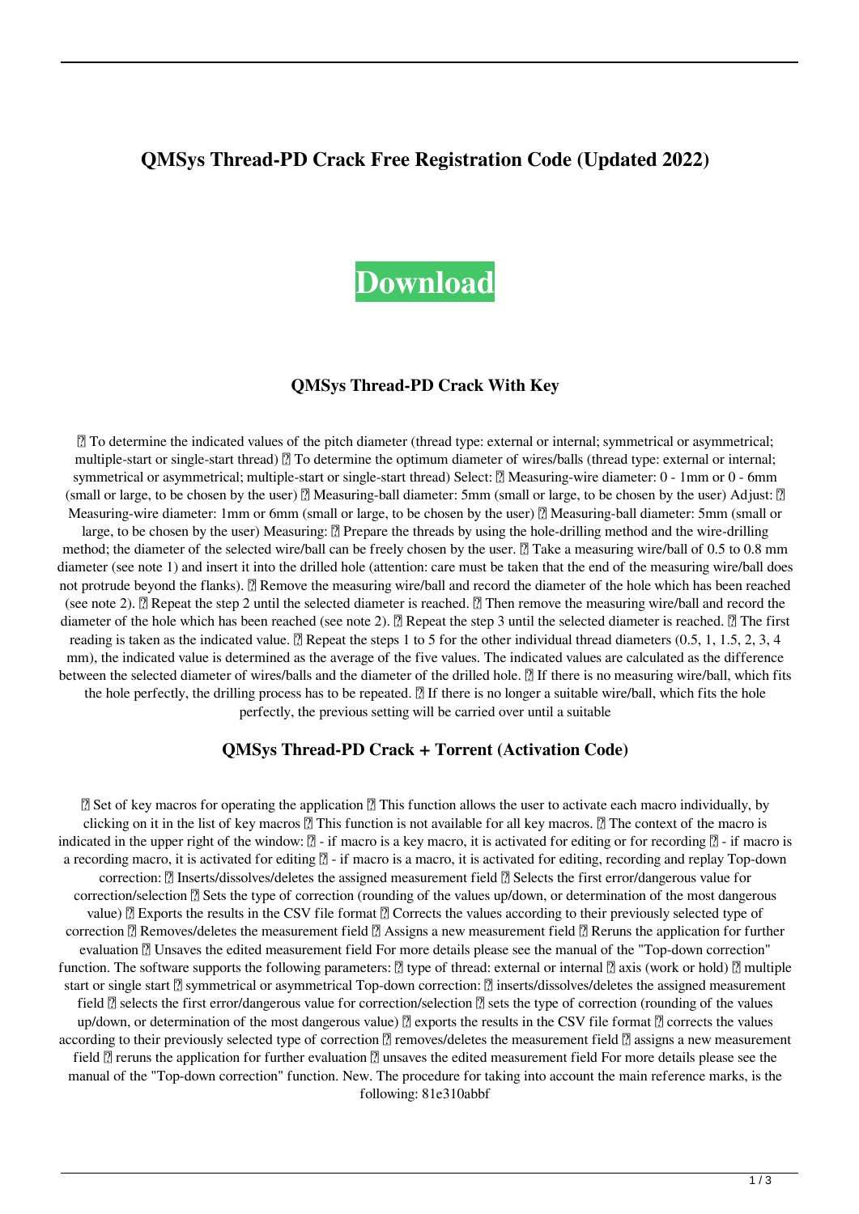## QMSys Thread-PD Crack Free Registration Code (Updated 2022)

# Download

### QMSys Thread-PD Crack With Key

 To determine the indicated values of the pitch diameter (thread type: external or internal; symmetrical or asymmetrical; multiple-start or single-start thread)  To determine the optimum diameter of wires/balls (thread type: external or internal; symmetrical or asymmetrical; multiple-start or single-start thread) Select:  Measuring-wire diameter: 0 - 1mm or 0 - 6mm (small or large, to be chosen by the user)  Measuring-ball diameter: 5mm (small or large, to be chosen by the user) Adjust:  Measuring-wire diameter: 1mm or 6mm (small or large, to be chosen by the user)  Measuring-ball diameter: 5mm (small or large, to be chosen by the user) Measuring:  Prepare the threads by using the hole-drilling method and the wire-drilling method; the diameter of the selected wire/ball can be freely chosen by the user.  Take a measuring wire/ball of 0.5 to 0.8 mm diameter (see note 1) and insert it into the drilled hole (attention: care must be taken that the end of the measuring wire/ball does not protrude beyond the flanks).  Remove the measuring wire/ball and record the diameter of the hole which has been reached (see note 2).  Repeat the step 2 until the selected diameter is reached.  Then remove the measuring wire/ball and record the diameter of the hole which has been reached (see note 2).  Repeat the step 3 until the selected diameter is reached.  The first reading is taken as the indicated value.  Repeat the steps 1 to 5 for the other individual thread diameters (0.5, 1, 1.5, 2, 3, 4 mm), the indicated value is determined as the average of the five values. The indicated values are calculated as the difference between the selected diameter of wires/balls and the diameter of the drilled hole.  If there is no measuring wire/ball, which fits the hole perfectly, the drilling process has to be repeated.  If there is no longer a suitable wire/ball, which fits the hole perfectly, the previous setting will be carried over until a suitable

### QMSys Thread-PD Crack + Torrent (Activation Code)

 Set of key macros for operating the application  This function allows the user to activate each macro individually, by clicking on it in the list of key macros  This function is not available for all key macros.  The context of the macro is indicated in the upper right of the window:  - if macro is a key macro, it is activated for editing or for recording  - if macro is a recording macro, it is activated for editing  - if macro is a macro, it is activated for editing, recording and replay Top-down correction:  Inserts/dissolves/deletes the assigned measurement field  Selects the first error/dangerous value for correction/selection  Sets the type of correction (rounding of the values up/down, or determination of the most dangerous value)  Exports the results in the CSV file format  Corrects the values according to their previously selected type of correction  Removes/deletes the measurement field  Assigns a new measurement field  Reruns the application for further evaluation  Unsaves the edited measurement field For more details please see the manual of the "Top-down correction" function. The software supports the following parameters:  type of thread: external or internal  axis (work or hold)  multiple start or single start  symmetrical or asymmetrical Top-down correction:  inserts/dissolves/deletes the assigned measurement field  selects the first error/dangerous value for correction/selection  sets the type of correction (rounding of the values up/down, or determination of the most dangerous value)  exports the results in the CSV file format  corrects the values according to their previously selected type of correction  removes/deletes the measurement field  assigns a new measurement field  reruns the application for further evaluation  unsaves the edited measurement field For more details please see the manual of the "Top-down correction" function. New. The procedure for taking into account the main reference marks, is the following: 81e310abbf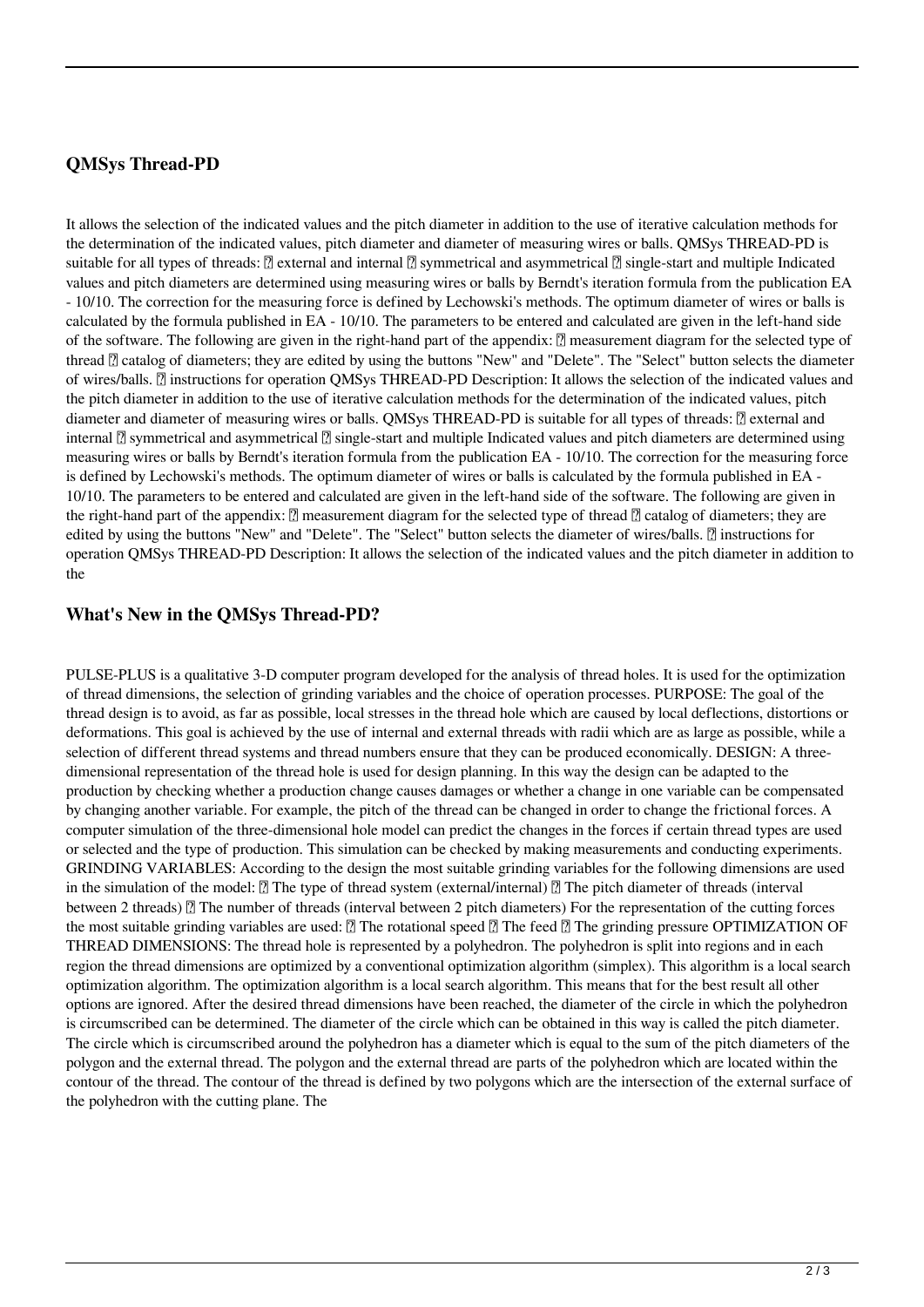## QMSys Thread-PD

It allows the selection of the indicated values and the pitch diameter in addition to the use of iterative calculation methods for the determination of the indicated values, pitch diameter and diameter of measuring wires or balls. QMSys THREAD-PD is suitable for all types of threads: ▯ external and internal ▯ symmetrical and asymmetrical ▯ single-start and multiple Indicated values and pitch diameters are determined using measuring wires or balls by Berndt's iteration formula from the publication EA - 10/10. The correction for the measuring force is defined by Lechowski's methods. The optimum diameter of wires or balls is calculated by the formula published in EA - 10/10. The parameters to be entered and calculated are given in the left-hand side of the software. The following are given in the right-hand part of the appendix: ▯ measurement diagram for the selected type of thread ▯ catalog of diameters; they are edited by using the buttons "New" and "Delete". The "Select" button selects the diameter of wires/balls. ▯ instructions for operation QMSys THREAD-PD Description: It allows the selection of the indicated values and the pitch diameter in addition to the use of iterative calculation methods for the determination of the indicated values, pitch diameter and diameter of measuring wires or balls. QMSys THREAD-PD is suitable for all types of threads: ▯ external and internal ▯ symmetrical and asymmetrical ▯ single-start and multiple Indicated values and pitch diameters are determined using measuring wires or balls by Berndt's iteration formula from the publication EA - 10/10. The correction for the measuring force is defined by Lechowski's methods. The optimum diameter of wires or balls is calculated by the formula published in EA - 10/10. The parameters to be entered and calculated are given in the left-hand side of the software. The following are given in the right-hand part of the appendix: ▯ measurement diagram for the selected type of thread ▯ catalog of diameters; they are edited by using the buttons "New" and "Delete". The "Select" button selects the diameter of wires/balls. ▯ instructions for operation QMSys THREAD-PD Description: It allows the selection of the indicated values and the pitch diameter in addition to the

## What's New in the QMSys Thread-PD?

PULSE-PLUS is a qualitative 3-D computer program developed for the analysis of thread holes. It is used for the optimization of thread dimensions, the selection of grinding variables and the choice of operation processes. PURPOSE: The goal of the thread design is to avoid, as far as possible, local stresses in the thread hole which are caused by local deflections, distortions or deformations. This goal is achieved by the use of internal and external threads with radii which are as large as possible, while a selection of different thread systems and thread numbers ensure that they can be produced economically. DESIGN: A three-dimensional representation of the thread hole is used for design planning. In this way the design can be adapted to the production by checking whether a production change causes damages or whether a change in one variable can be compensated by changing another variable. For example, the pitch of the thread can be changed in order to change the frictional forces. A computer simulation of the three-dimensional hole model can predict the changes in the forces if certain thread types are used or selected and the type of production. This simulation can be checked by making measurements and conducting experiments. GRINDING VARIABLES: According to the design the most suitable grinding variables for the following dimensions are used in the simulation of the model: ▯ The type of thread system (external/internal) ▯ The pitch diameter of threads (interval between 2 threads) ▯ The number of threads (interval between 2 pitch diameters) For the representation of the cutting forces the most suitable grinding variables are used: ▯ The rotational speed ▯ The feed ▯ The grinding pressure OPTIMIZATION OF THREAD DIMENSIONS: The thread hole is represented by a polyhedron. The polyhedron is split into regions and in each region the thread dimensions are optimized by a conventional optimization algorithm (simplex). This algorithm is a local search optimization algorithm. The optimization algorithm is a local search algorithm. This means that for the best result all other options are ignored. After the desired thread dimensions have been reached, the diameter of the circle in which the polyhedron is circumscribed can be determined. The diameter of the circle which can be obtained in this way is called the pitch diameter. The circle which is circumscribed around the polyhedron has a diameter which is equal to the sum of the pitch diameters of the polygon and the external thread. The polygon and the external thread are parts of the polyhedron which are located within the contour of the thread. The contour of the thread is defined by two polygons which are the intersection of the external surface of the polyhedron with the cutting plane. The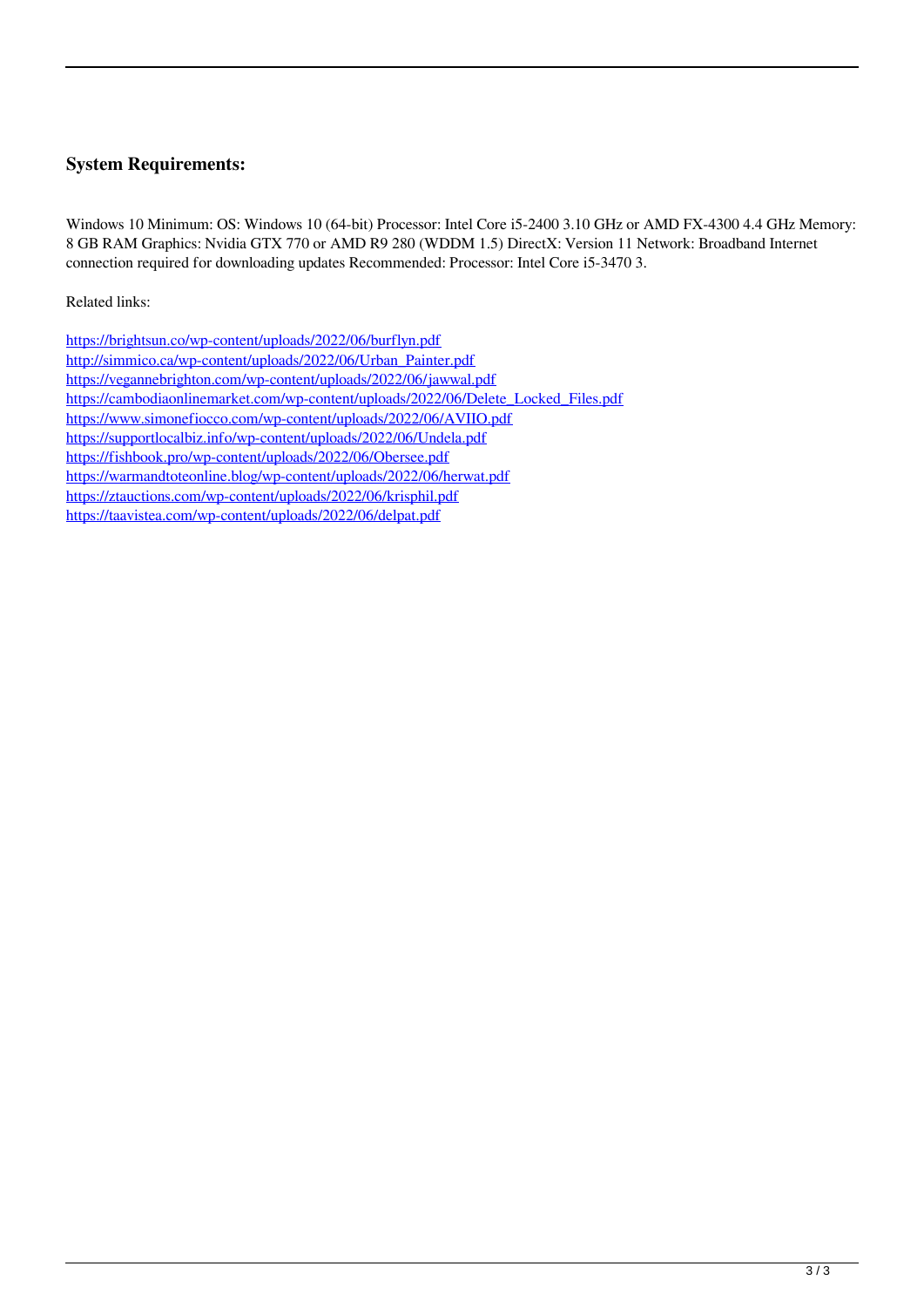### System Requirements:

Windows 10 Minimum: OS: Windows 10 (64-bit) Processor: Intel Core i5-2400 3.10 GHz or AMD FX-4300 4.4 GHz Memory: 8 GB RAM Graphics: Nvidia GTX 770 or AMD R9 280 (WDDM 1.5) DirectX: Version 11 Network: Broadband Internet connection required for downloading updates Recommended: Processor: Intel Core i5-3470 3.

Related links:

https://brightsun.co/wp-content/uploads/2022/06/burflyn.pdf
http://simmico.ca/wp-content/uploads/2022/06/Urban_Painter.pdf
https://vegannebrighton.com/wp-content/uploads/2022/06/jawwal.pdf
https://cambodiaonlinemarket.com/wp-content/uploads/2022/06/Delete_Locked_Files.pdf
https://www.simonefiocco.com/wp-content/uploads/2022/06/AVIIO.pdf
https://supportlocalbiz.info/wp-content/uploads/2022/06/Undela.pdf
https://fishbook.pro/wp-content/uploads/2022/06/Obersee.pdf
https://warmandtoteonline.blog/wp-content/uploads/2022/06/herwat.pdf
https://ztauctions.com/wp-content/uploads/2022/06/krisphil.pdf
https://taavistea.com/wp-content/uploads/2022/06/delpat.pdf